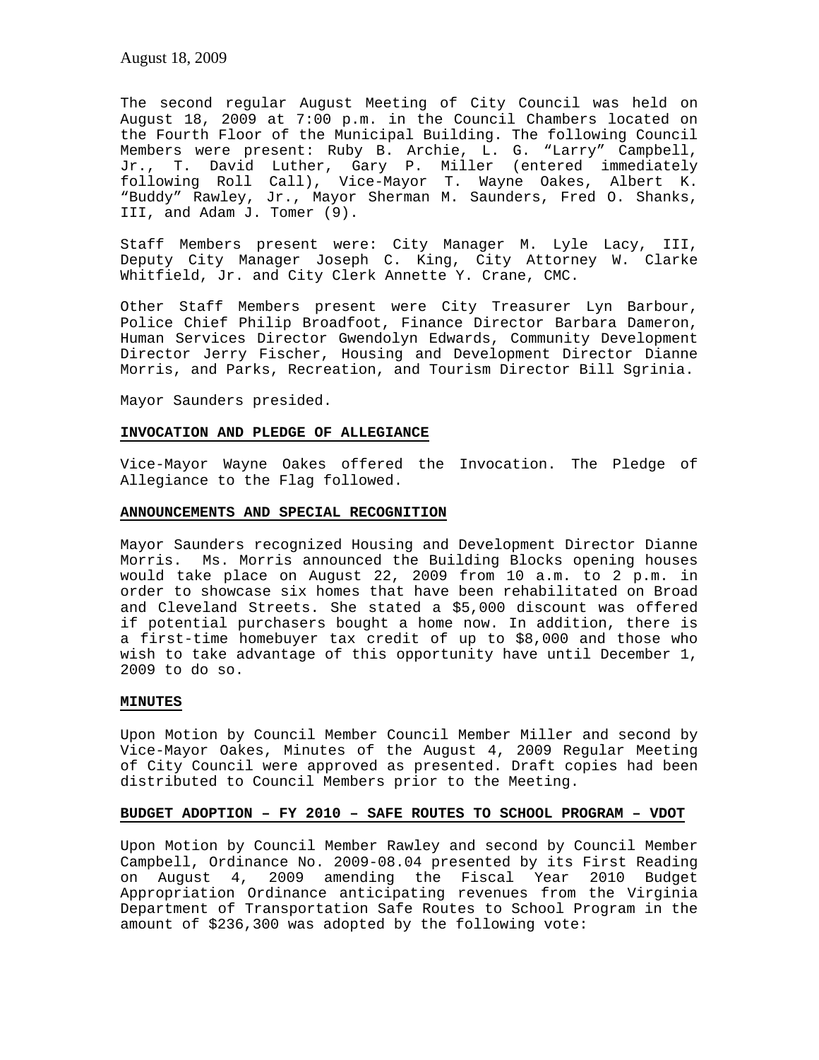August 18, 2009

The second regular August Meeting of City Council was held on August 18, 2009 at 7:00 p.m. in the Council Chambers located on the Fourth Floor of the Municipal Building. The following Council Members were present: Ruby B. Archie, L. G. "Larry" Campbell, Jr., T. David Luther, Gary P. Miller (entered immediately following Roll Call), Vice-Mayor T. Wayne Oakes, Albert K. "Buddy" Rawley, Jr., Mayor Sherman M. Saunders, Fred O. Shanks, III, and Adam J. Tomer (9).

Staff Members present were: City Manager M. Lyle Lacy, III, Deputy City Manager Joseph C. King, City Attorney W. Clarke Whitfield, Jr. and City Clerk Annette Y. Crane, CMC.

Other Staff Members present were City Treasurer Lyn Barbour, Police Chief Philip Broadfoot, Finance Director Barbara Dameron, Human Services Director Gwendolyn Edwards, Community Development Director Jerry Fischer, Housing and Development Director Dianne Morris, and Parks, Recreation, and Tourism Director Bill Sgrinia.

Mayor Saunders presided.

**INVOCATION AND PLEDGE OF ALLEGIANCE**

Vice-Mayor Wayne Oakes offered the Invocation. The Pledge of Allegiance to the Flag followed.

**ANNOUNCEMENTS AND SPECIAL RECOGNITION**

Mayor Saunders recognized Housing and Development Director Dianne Morris. Ms. Morris announced the Building Blocks opening houses would take place on August 22, 2009 from 10 a.m. to 2 p.m. in order to showcase six homes that have been rehabilitated on Broad and Cleveland Streets. She stated a $5,000 discount was offered if potential purchasers bought a home now. In addition, there is a first-time homebuyer tax credit of up to $8,000 and those who wish to take advantage of this opportunity have until December 1, 2009 to do so.

**MINUTES**

Upon Motion by Council Member Council Member Miller and second by Vice-Mayor Oakes, Minutes of the August 4, 2009 Regular Meeting of City Council were approved as presented. Draft copies had been distributed to Council Members prior to the Meeting.

**BUDGET ADOPTION – FY 2010 – SAFE ROUTES TO SCHOOL PROGRAM – VDOT**

Upon Motion by Council Member Rawley and second by Council Member Campbell, Ordinance No. 2009-08.04 presented by its First Reading on August 4, 2009 amending the Fiscal Year 2010 Budget Appropriation Ordinance anticipating revenues from the Virginia Department of Transportation Safe Routes to School Program in the amount of $236,300 was adopted by the following vote: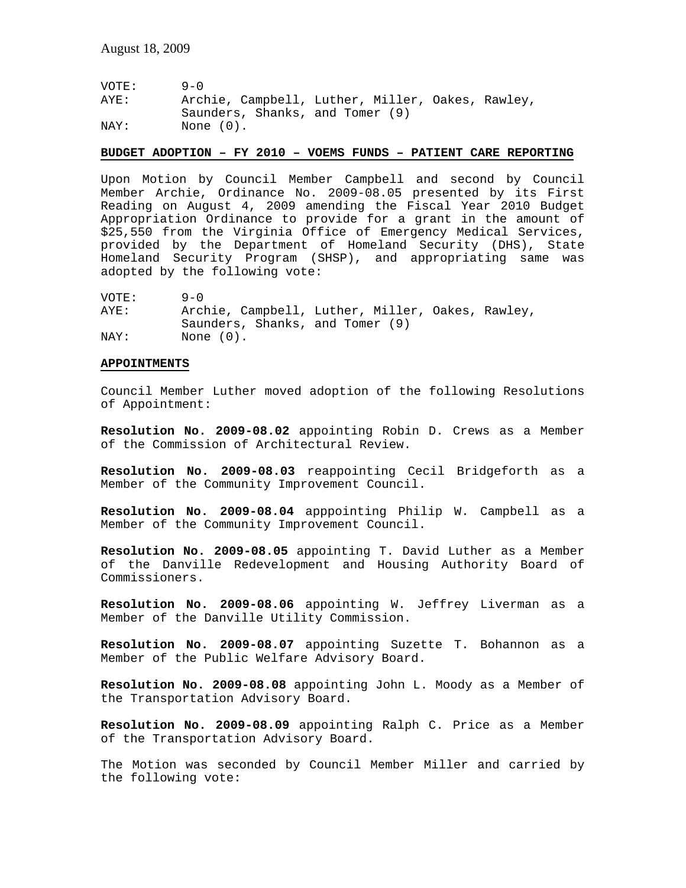VOTE: 9-0
AYE: Archie, Campbell, Luther, Miller, Oakes, Rawley, Saunders, Shanks, and Tomer (9)
NAY: None (0).

## BUDGET ADOPTION – FY 2010 – VOEMS FUNDS – PATIENT CARE REPORTING

Upon Motion by Council Member Campbell and second by Council Member Archie, Ordinance No. 2009-08.05 presented by its First Reading on August 4, 2009 amending the Fiscal Year 2010 Budget Appropriation Ordinance to provide for a grant in the amount of $25,550 from the Virginia Office of Emergency Medical Services, provided by the Department of Homeland Security (DHS), State Homeland Security Program (SHSP), and appropriating same was adopted by the following vote:

VOTE: 9-0
AYE: Archie, Campbell, Luther, Miller, Oakes, Rawley, Saunders, Shanks, and Tomer (9)
NAY: None (0).

## APPOINTMENTS

Council Member Luther moved adoption of the following Resolutions of Appointment:

**Resolution No. 2009-08.02** appointing Robin D. Crews as a Member of the Commission of Architectural Review.

**Resolution No. 2009-08.03** reappointing Cecil Bridgeforth as a Member of the Community Improvement Council.

**Resolution No. 2009-08.04** apppointing Philip W. Campbell as a Member of the Community Improvement Council.

**Resolution No. 2009-08.05** appointing T. David Luther as a Member of the Danville Redevelopment and Housing Authority Board of Commissioners.

**Resolution No. 2009-08.06** appointing W. Jeffrey Liverman as a Member of the Danville Utility Commission.

**Resolution No. 2009-08.07** appointing Suzette T. Bohannon as a Member of the Public Welfare Advisory Board.

**Resolution No. 2009-08.08** appointing John L. Moody as a Member of the Transportation Advisory Board.

**Resolution No. 2009-08.09** appointing Ralph C. Price as a Member of the Transportation Advisory Board.

The Motion was seconded by Council Member Miller and carried by the following vote: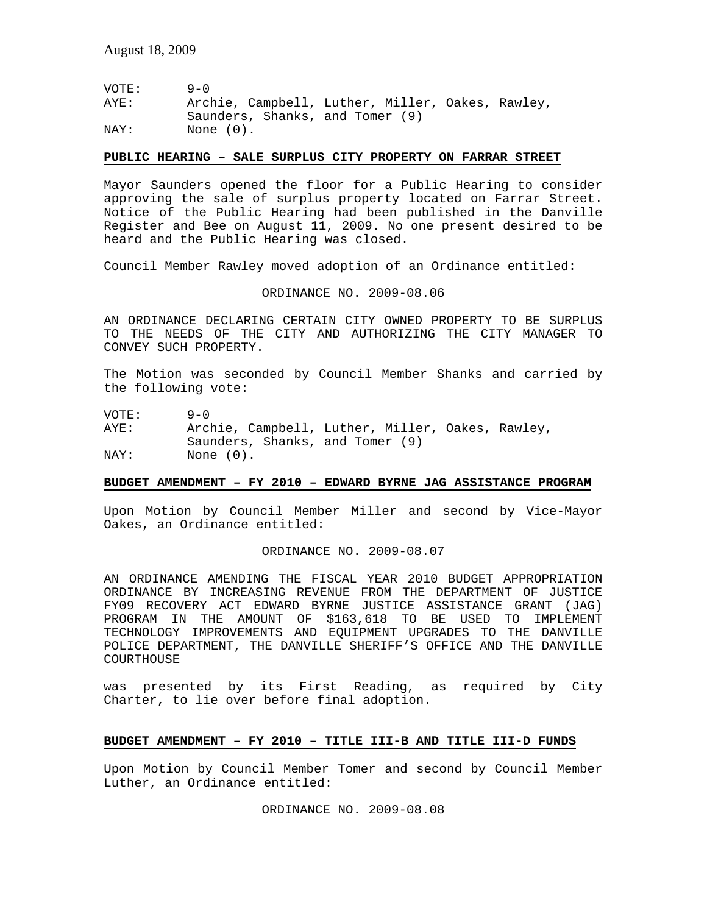VOTE: 9-0
AYE: Archie, Campbell, Luther, Miller, Oakes, Rawley, Saunders, Shanks, and Tomer (9)
NAY: None (0).

**PUBLIC HEARING – SALE SURPLUS CITY PROPERTY ON FARRAR STREET**

Mayor Saunders opened the floor for a Public Hearing to consider approving the sale of surplus property located on Farrar Street. Notice of the Public Hearing had been published in the Danville Register and Bee on August 11, 2009. No one present desired to be heard and the Public Hearing was closed.

Council Member Rawley moved adoption of an Ordinance entitled:

ORDINANCE NO. 2009-08.06

AN ORDINANCE DECLARING CERTAIN CITY OWNED PROPERTY TO BE SURPLUS TO THE NEEDS OF THE CITY AND AUTHORIZING THE CITY MANAGER TO CONVEY SUCH PROPERTY.

The Motion was seconded by Council Member Shanks and carried by the following vote:

VOTE: 9-0
AYE: Archie, Campbell, Luther, Miller, Oakes, Rawley, Saunders, Shanks, and Tomer (9)
NAY: None (0).

**BUDGET AMENDMENT – FY 2010 – EDWARD BYRNE JAG ASSISTANCE PROGRAM**

Upon Motion by Council Member Miller and second by Vice-Mayor Oakes, an Ordinance entitled:

ORDINANCE NO. 2009-08.07

AN ORDINANCE AMENDING THE FISCAL YEAR 2010 BUDGET APPROPRIATION ORDINANCE BY INCREASING REVENUE FROM THE DEPARTMENT OF JUSTICE FY09 RECOVERY ACT EDWARD BYRNE JUSTICE ASSISTANCE GRANT (JAG) PROGRAM IN THE AMOUNT OF $163,618 TO BE USED TO IMPLEMENT TECHNOLOGY IMPROVEMENTS AND EQUIPMENT UPGRADES TO THE DANVILLE POLICE DEPARTMENT, THE DANVILLE SHERIFF'S OFFICE AND THE DANVILLE COURTHOUSE

was presented by its First Reading, as required by City Charter, to lie over before final adoption.

**BUDGET AMENDMENT – FY 2010 – TITLE III-B AND TITLE III-D FUNDS**

Upon Motion by Council Member Tomer and second by Council Member Luther, an Ordinance entitled:

ORDINANCE NO. 2009-08.08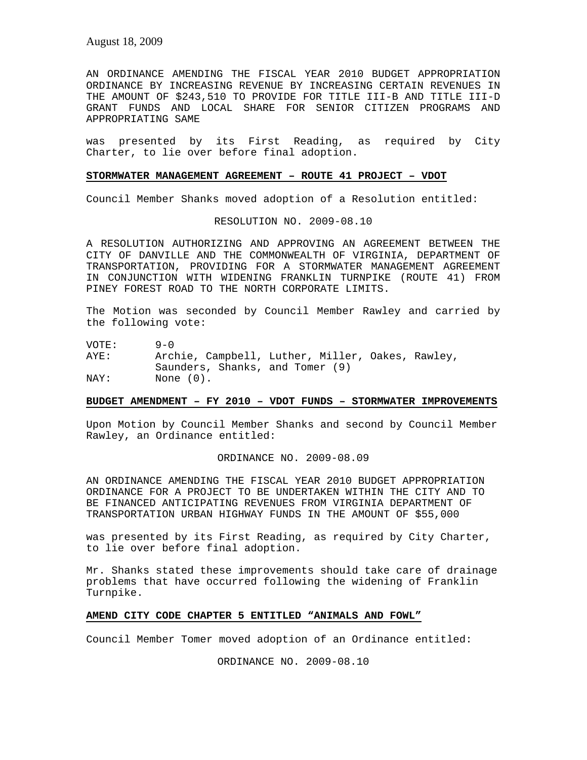AN ORDINANCE AMENDING THE FISCAL YEAR 2010 BUDGET APPROPRIATION ORDINANCE BY INCREASING REVENUE BY INCREASING CERTAIN REVENUES IN THE AMOUNT OF $243,510 TO PROVIDE FOR TITLE III-B AND TITLE III-D GRANT FUNDS AND LOCAL SHARE FOR SENIOR CITIZEN PROGRAMS AND APPROPRIATING SAME

was presented by its First Reading, as required by City Charter, to lie over before final adoption.

**STORMWATER MANAGEMENT AGREEMENT – ROUTE 41 PROJECT – VDOT**

Council Member Shanks moved adoption of a Resolution entitled:

RESOLUTION NO. 2009-08.10

A RESOLUTION AUTHORIZING AND APPROVING AN AGREEMENT BETWEEN THE CITY OF DANVILLE AND THE COMMONWEALTH OF VIRGINIA, DEPARTMENT OF TRANSPORTATION, PROVIDING FOR A STORMWATER MANAGEMENT AGREEMENT IN CONJUNCTION WITH WIDENING FRANKLIN TURNPIKE (ROUTE 41) FROM PINEY FOREST ROAD TO THE NORTH CORPORATE LIMITS.

The Motion was seconded by Council Member Rawley and carried by the following vote:

VOTE: 9-0
AYE: Archie, Campbell, Luther, Miller, Oakes, Rawley, Saunders, Shanks, and Tomer (9)
NAY: None (0).

**BUDGET AMENDMENT – FY 2010 – VDOT FUNDS – STORMWATER IMPROVEMENTS**

Upon Motion by Council Member Shanks and second by Council Member Rawley, an Ordinance entitled:

ORDINANCE NO. 2009-08.09

AN ORDINANCE AMENDING THE FISCAL YEAR 2010 BUDGET APPROPRIATION ORDINANCE FOR A PROJECT TO BE UNDERTAKEN WITHIN THE CITY AND TO BE FINANCED ANTICIPATING REVENUES FROM VIRGINIA DEPARTMENT OF TRANSPORTATION URBAN HIGHWAY FUNDS IN THE AMOUNT OF $55,000

was presented by its First Reading, as required by City Charter, to lie over before final adoption.

Mr. Shanks stated these improvements should take care of drainage problems that have occurred following the widening of Franklin Turnpike.

**AMEND CITY CODE CHAPTER 5 ENTITLED "ANIMALS AND FOWL"**

Council Member Tomer moved adoption of an Ordinance entitled:

ORDINANCE NO. 2009-08.10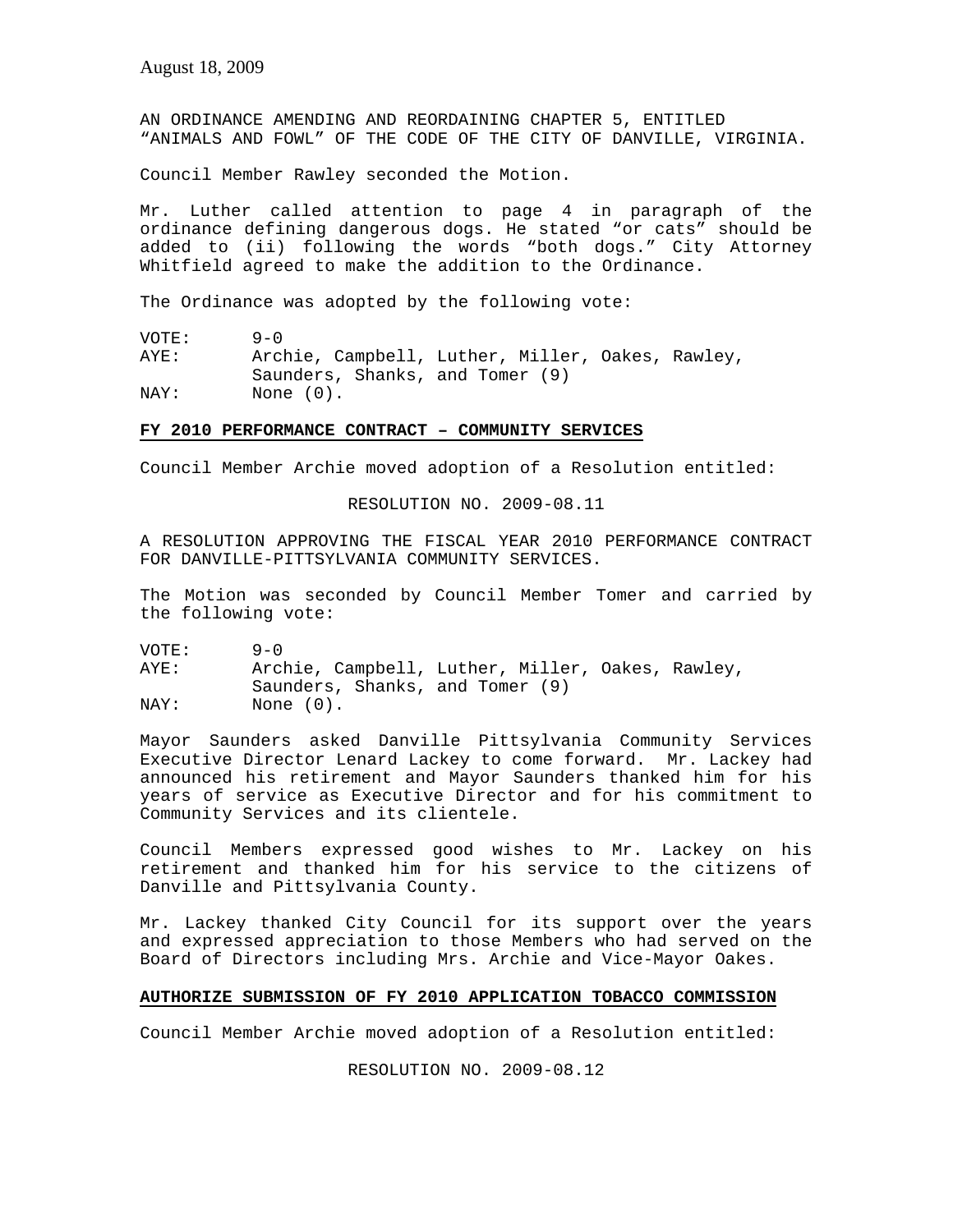AN ORDINANCE AMENDING AND REORDAINING CHAPTER 5, ENTITLED "ANIMALS AND FOWL" OF THE CODE OF THE CITY OF DANVILLE, VIRGINIA.

Council Member Rawley seconded the Motion.

Mr. Luther called attention to page 4 in paragraph of the ordinance defining dangerous dogs. He stated "or cats" should be added to (ii) following the words "both dogs." City Attorney Whitfield agreed to make the addition to the Ordinance.

The Ordinance was adopted by the following vote:

VOTE: 9-0
AYE: Archie, Campbell, Luther, Miller, Oakes, Rawley, Saunders, Shanks, and Tomer (9)
NAY: None (0).

**FY 2010 PERFORMANCE CONTRACT – COMMUNITY SERVICES**

Council Member Archie moved adoption of a Resolution entitled:

RESOLUTION NO. 2009-08.11

A RESOLUTION APPROVING THE FISCAL YEAR 2010 PERFORMANCE CONTRACT FOR DANVILLE-PITTSYLVANIA COMMUNITY SERVICES.

The Motion was seconded by Council Member Tomer and carried by the following vote:

VOTE: 9-0
AYE: Archie, Campbell, Luther, Miller, Oakes, Rawley, Saunders, Shanks, and Tomer (9)
NAY: None (0).

Mayor Saunders asked Danville Pittsylvania Community Services Executive Director Lenard Lackey to come forward. Mr. Lackey had announced his retirement and Mayor Saunders thanked him for his years of service as Executive Director and for his commitment to Community Services and its clientele.

Council Members expressed good wishes to Mr. Lackey on his retirement and thanked him for his service to the citizens of Danville and Pittsylvania County.

Mr. Lackey thanked City Council for its support over the years and expressed appreciation to those Members who had served on the Board of Directors including Mrs. Archie and Vice-Mayor Oakes.

**AUTHORIZE SUBMISSION OF FY 2010 APPLICATION TOBACCO COMMISSION**

Council Member Archie moved adoption of a Resolution entitled:

RESOLUTION NO. 2009-08.12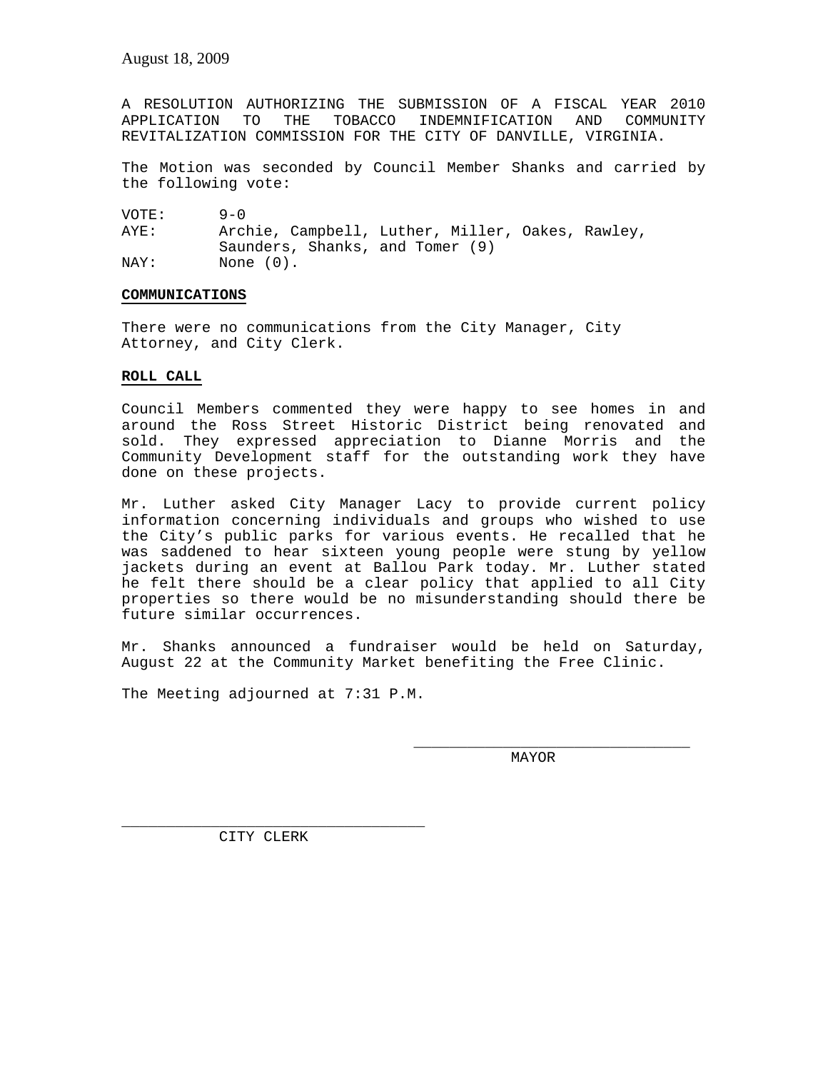August 18, 2009

A RESOLUTION AUTHORIZING THE SUBMISSION OF A FISCAL YEAR 2010 APPLICATION TO THE TOBACCO INDEMNIFICATION AND COMMUNITY REVITALIZATION COMMISSION FOR THE CITY OF DANVILLE, VIRGINIA.

The Motion was seconded by Council Member Shanks and carried by the following vote:

VOTE: 9-0
AYE: Archie, Campbell, Luther, Miller, Oakes, Rawley, Saunders, Shanks, and Tomer (9)
NAY: None (0).

**COMMUNICATIONS**

There were no communications from the City Manager, City Attorney, and City Clerk.

**ROLL CALL**

Council Members commented they were happy to see homes in and around the Ross Street Historic District being renovated and sold. They expressed appreciation to Dianne Morris and the Community Development staff for the outstanding work they have done on these projects.

Mr. Luther asked City Manager Lacy to provide current policy information concerning individuals and groups who wished to use the City's public parks for various events. He recalled that he was saddened to hear sixteen young people were stung by yellow jackets during an event at Ballou Park today. Mr. Luther stated he felt there should be a clear policy that applied to all City properties so there would be no misunderstanding should there be future similar occurrences.

Mr. Shanks announced a fundraiser would be held on Saturday, August 22 at the Community Market benefiting the Free Clinic.

The Meeting adjourned at 7:31 P.M.

\_\_\_\_\_\_\_\_\_\_\_\_\_\_\_\_\_\_\_\_\_\_\_\_\_\_\_\_\_\_
MAYOR

\_\_\_\_\_\_\_\_\_\_\_\_\_\_\_\_\_\_\_\_\_\_\_\_\_\_\_\_\_\_
CITY CLERK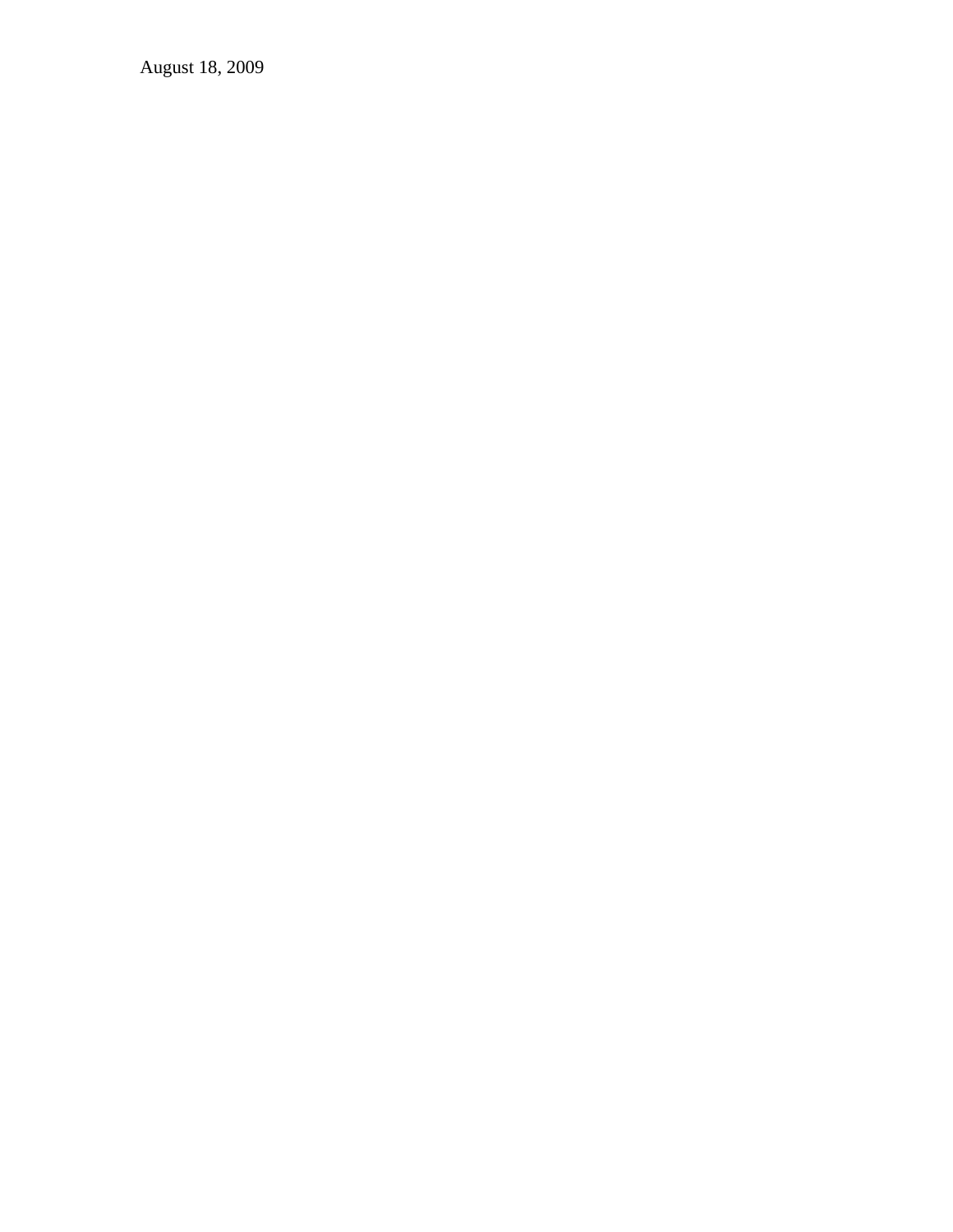August 18, 2009